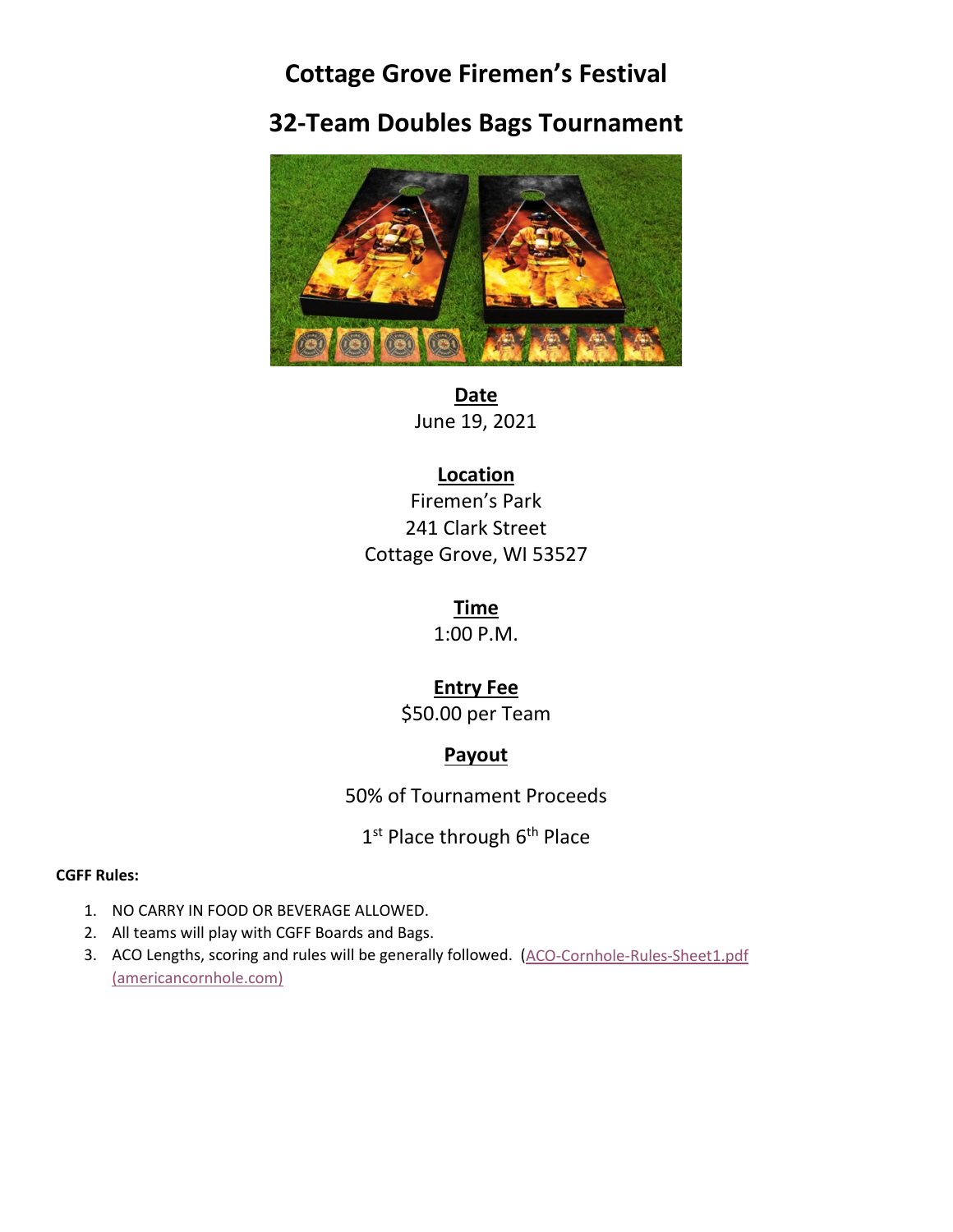# Cottage Grove Firemen's Festival

## 32-Team Doubles Bags Tournament

**Date**
June 19, 2021

**Location**
Firemen's Park
241 Clark Street
Cottage Grove, WI 53527

**Time**
1:00 P.M.

**Entry Fee**
$50.00 per Team

**Payout**

50% of Tournament Proceeds

1st Place through 6th Place

**CGFF Rules:**

1. NO CARRY IN FOOD OR BEVERAGE ALLOWED.
2. All teams will play with CGFF Boards and Bags.
3. ACO Lengths, scoring and rules will be generally followed. (ACO-Cornhole-Rules-Sheet1.pdf (americancornhole.com))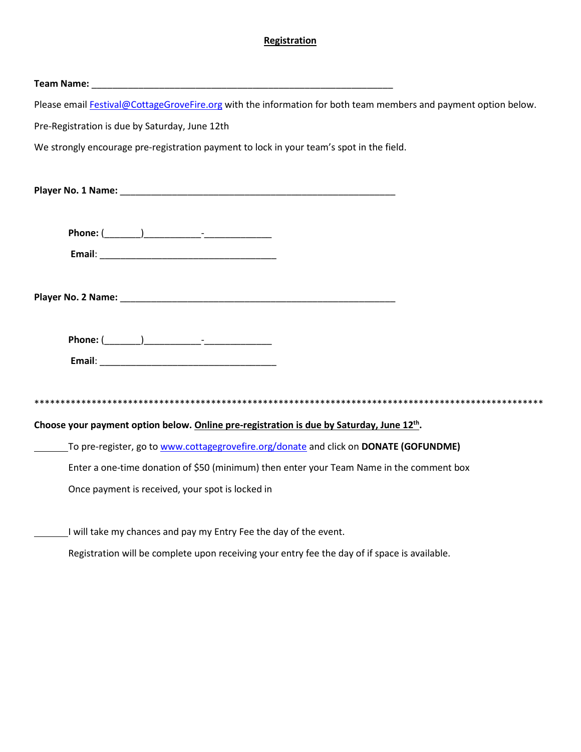## Registration

**Team Name:** ____________________________________________________________

Please email Festival@CottageGroveFire.org with the information for both team members and payment option below.

Pre-Registration is due by Saturday, June 12th

We strongly encourage pre-registration payment to lock in your team's spot in the field.

**Player No. 1 Name:** _______________________________________________________

**Phone:** (_______)___________-_____________

**Email**: ___________________________________

**Player No. 2 Name:** _______________________________________________________

**Phone:** (_______)___________-_____________

**Email**: ___________________________________

****************************************************************************************************

**Choose your payment option below. Online pre-registration is due by Saturday, June 12th.**

_______To pre-register, go to www.cottagegrovefire.org/donate and click on **DONATE (GOFUNDME)**

Enter a one-time donation of $50 (minimum) then enter your Team Name in the comment box

Once payment is received, your spot is locked in

_______I will take my chances and pay my Entry Fee the day of the event.

Registration will be complete upon receiving your entry fee the day of if space is available.